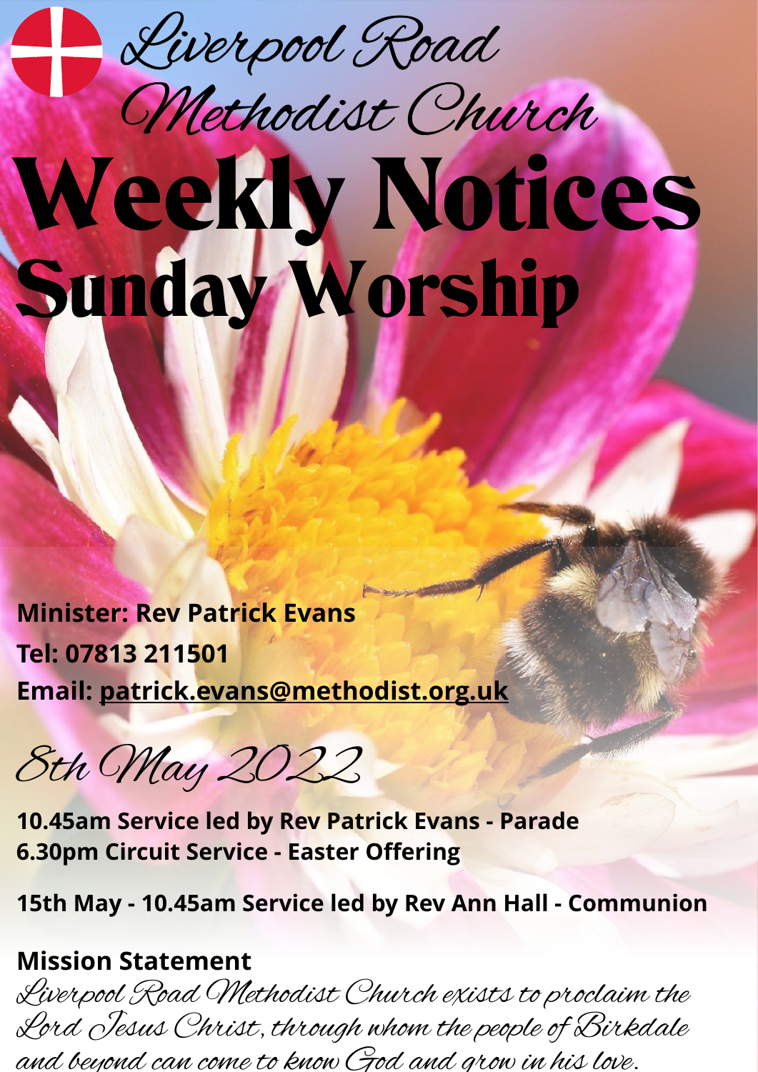# Liverpool Road Methodist Church

# Weekly Notices
## Sunday Worship

**Minister: Rev Patrick Evans**
**Tel: 07813 211501**
**Email: patrick.evans@methodist.org.uk**

*8th May 2022*

**10.45am Service led by Rev Patrick Evans - Parade**
**6.30pm Circuit Service - Easter Offering**

**15th May - 10.45am Service led by Rev Ann Hall - Communion**

### Mission Statement

*Liverpool Road Methodist Church exists to proclaim the Lord Jesus Christ, through whom the people of Birkdale and beyond can come to know God and grow in his love.*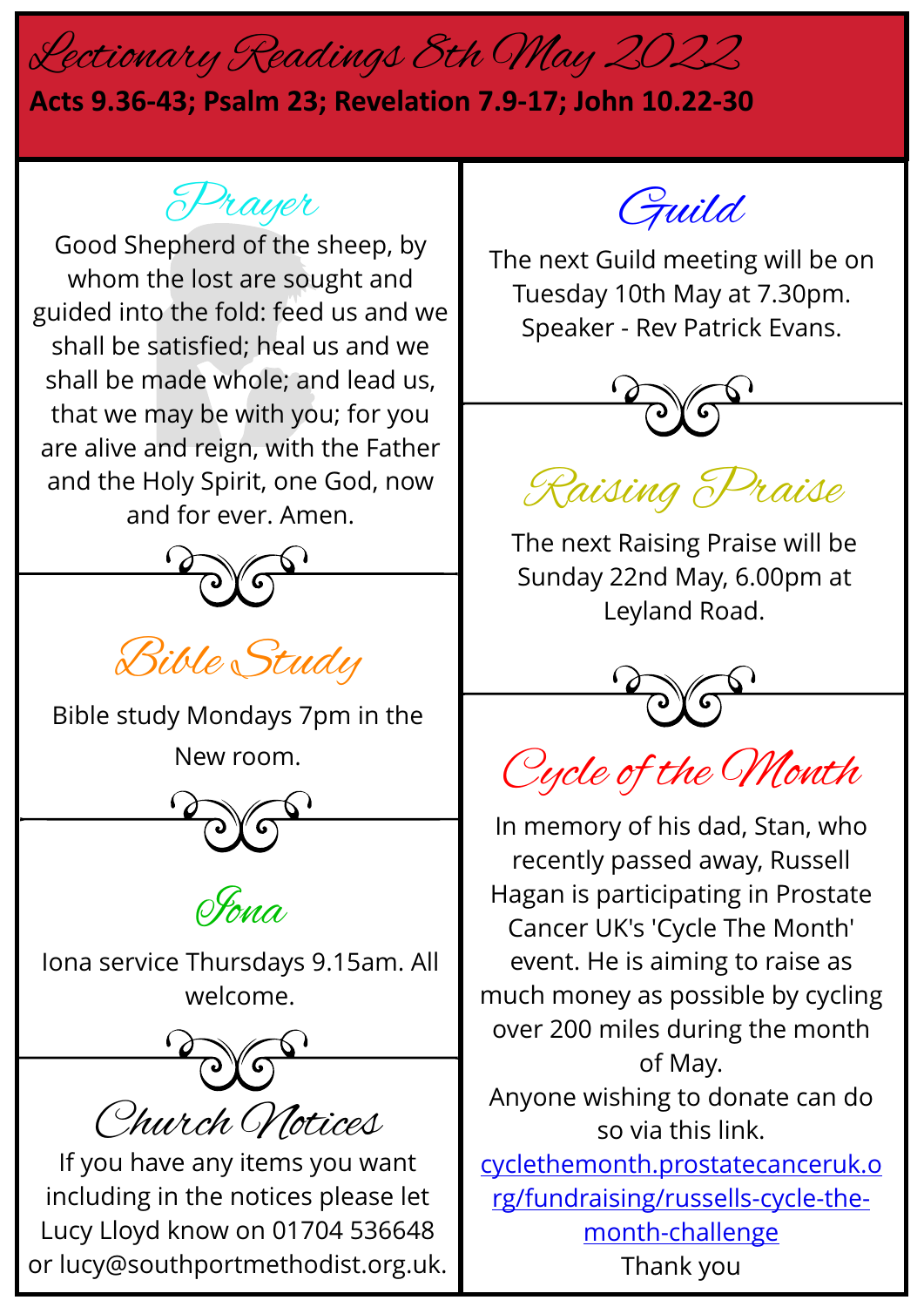# Lectionary Readings 8th May 2022

**Acts 9.36-43; Psalm 23; Revelation 7.9-17; John 10.22-30**

## Prayer

Good Shepherd of the sheep, by whom the lost are sought and guided into the fold: feed us and we shall be satisfied; heal us and we shall be made whole; and lead us, that we may be with you; for you are alive and reign, with the Father and the Holy Spirit, one God, now and for ever. Amen.

## Bible Study

Bible study Mondays 7pm in the New room.

## Iona

Iona service Thursdays 9.15am. All welcome.

## Church Notices

If you have any items you want including in the notices please let Lucy Lloyd know on 01704 536648 or lucy@southportmethodist.org.uk.

## Guild

The next Guild meeting will be on Tuesday 10th May at 7.30pm. Speaker - Rev Patrick Evans.

## Raising Praise

The next Raising Praise will be Sunday 22nd May, 6.00pm at Leyland Road.

## Cycle of the Month

In memory of his dad, Stan, who recently passed away, Russell Hagan is participating in Prostate Cancer UK's 'Cycle The Month' event. He is aiming to raise as much money as possible by cycling over 200 miles during the month of May.

Anyone wishing to donate can do so via this link.

cyclethemonth.prostatecanceruk.org/fundraising/russells-cycle-the-month-challenge

Thank you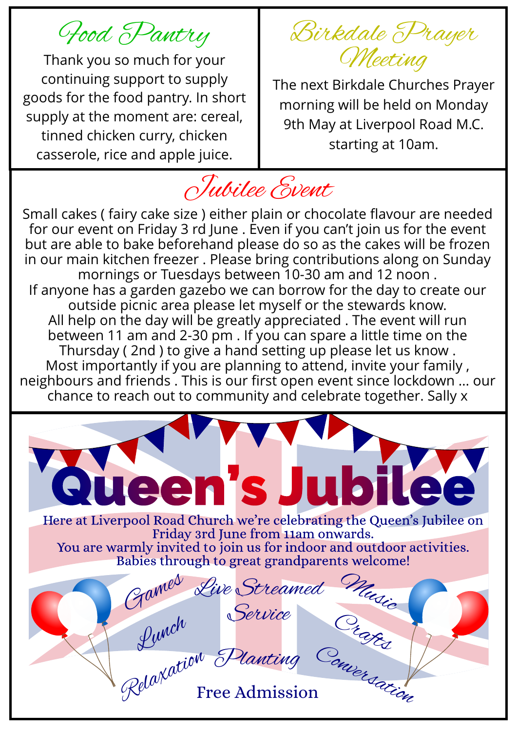## Food Pantry

Thank you so much for your continuing support to supply goods for the food pantry. In short supply at the moment are: cereal, tinned chicken curry, chicken casserole, rice and apple juice.

## Birkdale Prayer Meeting

The next Birkdale Churches Prayer morning will be held on Monday 9th May at Liverpool Road M.C. starting at 10am.

## Jubilee Event

Small cakes ( fairy cake size ) either plain or chocolate flavour are needed for our event on Friday 3 rd June . Even if you can't join us for the event but are able to bake beforehand please do so as the cakes will be frozen in our main kitchen freezer . Please bring contributions along on Sunday mornings or Tuesdays between 10-30 am and 12 noon .

If anyone has a garden gazebo we can borrow for the day to create our outside picnic area please let myself or the stewards know.

All help on the day will be greatly appreciated . The event will run between 11 am and 2-30 pm . If you can spare a little time on the Thursday ( 2nd ) to give a hand setting up please let us know .

Most importantly if you are planning to attend, invite your family , neighbours and friends . This is our first open event since lockdown … our chance to reach out to community and celebrate together. Sally x

# Queen's Jubilee

Here at Liverpool Road Church we're celebrating the Queen's Jubilee on Friday 3rd June from 11am onwards.
You are warmly invited to join us for indoor and outdoor activities.
Babies through to great grandparents welcome!

Games · Live Streamed Service · Music · Lunch · Crafts · Relaxation · Planting · Conversation

**Free Admission**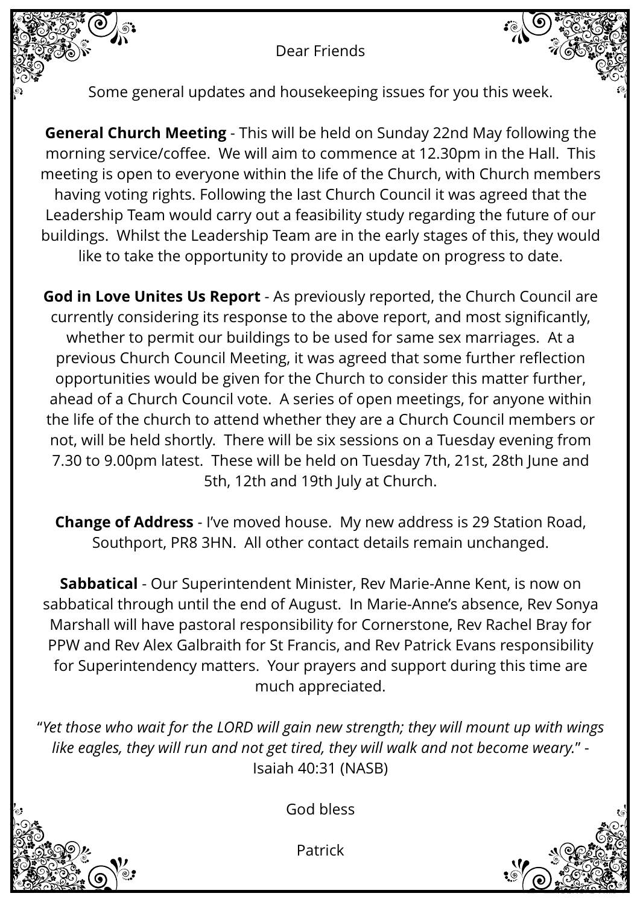Dear Friends

Some general updates and housekeeping issues for you this week.

**General Church Meeting** - This will be held on Sunday 22nd May following the morning service/coffee.  We will aim to commence at 12.30pm in the Hall.  This meeting is open to everyone within the life of the Church, with Church members having voting rights. Following the last Church Council it was agreed that the Leadership Team would carry out a feasibility study regarding the future of our buildings.  Whilst the Leadership Team are in the early stages of this, they would like to take the opportunity to provide an update on progress to date.

**God in Love Unites Us Report** - As previously reported, the Church Council are currently considering its response to the above report, and most significantly, whether to permit our buildings to be used for same sex marriages.  At a previous Church Council Meeting, it was agreed that some further reflection opportunities would be given for the Church to consider this matter further, ahead of a Church Council vote.  A series of open meetings, for anyone within the life of the church to attend whether they are a Church Council members or not, will be held shortly.  There will be six sessions on a Tuesday evening from 7.30 to 9.00pm latest.  These will be held on Tuesday 7th, 21st, 28th June and 5th, 12th and 19th July at Church.

**Change of Address** - I've moved house.  My new address is 29 Station Road, Southport, PR8 3HN.  All other contact details remain unchanged.

**Sabbatical** - Our Superintendent Minister, Rev Marie-Anne Kent, is now on sabbatical through until the end of August.  In Marie-Anne's absence, Rev Sonya Marshall will have pastoral responsibility for Cornerstone, Rev Rachel Bray for PPW and Rev Alex Galbraith for St Francis, and Rev Patrick Evans responsibility for Superintendency matters.  Your prayers and support during this time are much appreciated.

"*Yet those who wait for the LORD will gain new strength; they will mount up with wings like eagles, they will run and not get tired, they will walk and not become weary.*" - Isaiah 40:31 (NASB)

God bless

Patrick